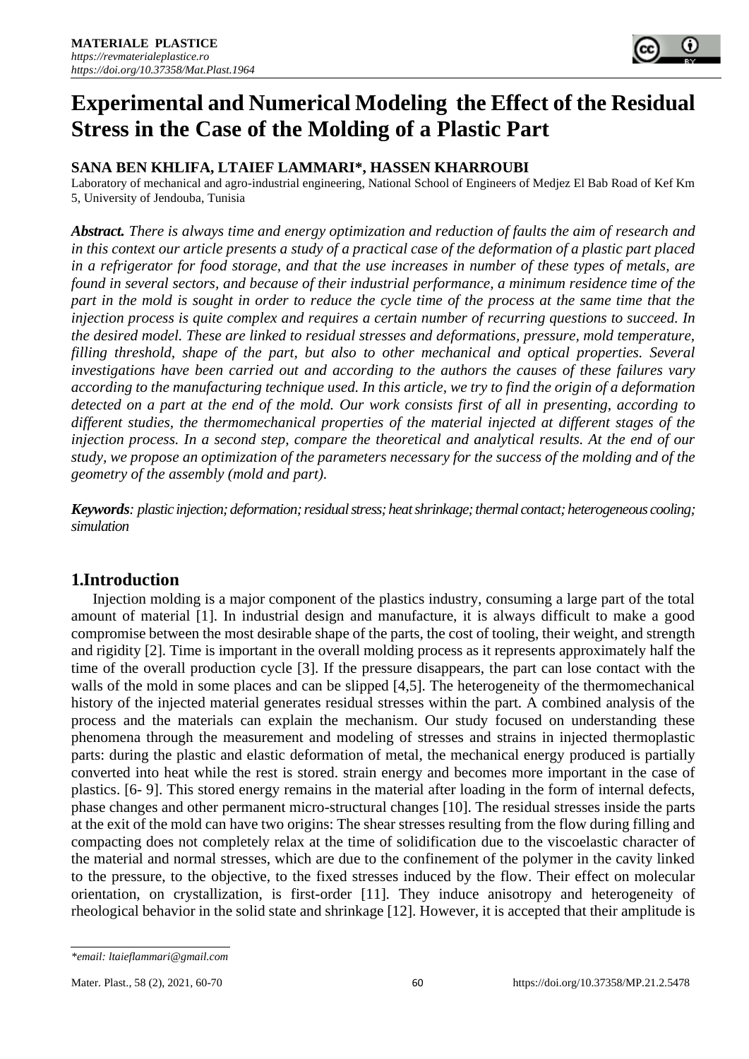**MATERIALE PLASTICE**
*https://revmaterialeplastice.ro*
*https://doi.org/10.37358/Mat.Plast.1964*

# Experimental and Numerical Modeling the Effect of the Residual Stress in the Case of the Molding of a Plastic Part

**SANA BEN KHLIFA, LTAIEF LAMMARI\*, HASSEN KHARROUBI**

Laboratory of mechanical and agro-industrial engineering, National School of Engineers of Medjez El Bab Road of Kef Km 5, University of Jendouba, Tunisia

***Abstract.*** *There is always time and energy optimization and reduction of faults the aim of research and in this context our article presents a study of a practical case of the deformation of a plastic part placed in a refrigerator for food storage, and that the use increases in number of these types of metals, are found in several sectors, and because of their industrial performance, a minimum residence time of the part in the mold is sought in order to reduce the cycle time of the process at the same time that the injection process is quite complex and requires a certain number of recurring questions to succeed. In the desired model. These are linked to residual stresses and deformations, pressure, mold temperature, filling threshold, shape of the part, but also to other mechanical and optical properties. Several investigations have been carried out and according to the authors the causes of these failures vary according to the manufacturing technique used. In this article, we try to find the origin of a deformation detected on a part at the end of the mold. Our work consists first of all in presenting, according to different studies, the thermomechanical properties of the material injected at different stages of the injection process. In a second step, compare the theoretical and analytical results. At the end of our study, we propose an optimization of the parameters necessary for the success of the molding and of the geometry of the assembly (mold and part).*

***Keywords****: plastic injection; deformation; residual stress; heat shrinkage; thermal contact; heterogeneous cooling; simulation*

## 1.Introduction

Injection molding is a major component of the plastics industry, consuming a large part of the total amount of material [1]. In industrial design and manufacture, it is always difficult to make a good compromise between the most desirable shape of the parts, the cost of tooling, their weight, and strength and rigidity [2]. Time is important in the overall molding process as it represents approximately half the time of the overall production cycle [3]. If the pressure disappears, the part can lose contact with the walls of the mold in some places and can be slipped [4,5]. The heterogeneity of the thermomechanical history of the injected material generates residual stresses within the part. A combined analysis of the process and the materials can explain the mechanism. Our study focused on understanding these phenomena through the measurement and modeling of stresses and strains in injected thermoplastic parts: during the plastic and elastic deformation of metal, the mechanical energy produced is partially converted into heat while the rest is stored. strain energy and becomes more important in the case of plastics. [6- 9]. This stored energy remains in the material after loading in the form of internal defects, phase changes and other permanent micro-structural changes [10]. The residual stresses inside the parts at the exit of the mold can have two origins: The shear stresses resulting from the flow during filling and compacting does not completely relax at the time of solidification due to the viscoelastic character of the material and normal stresses, which are due to the confinement of the polymer in the cavity linked to the pressure, to the objective, to the fixed stresses induced by the flow. Their effect on molecular orientation, on crystallization, is first-order [11]. They induce anisotropy and heterogeneity of rheological behavior in the solid state and shrinkage [12]. However, it is accepted that their amplitude is

*\*email: ltaieflammari@gmail.com*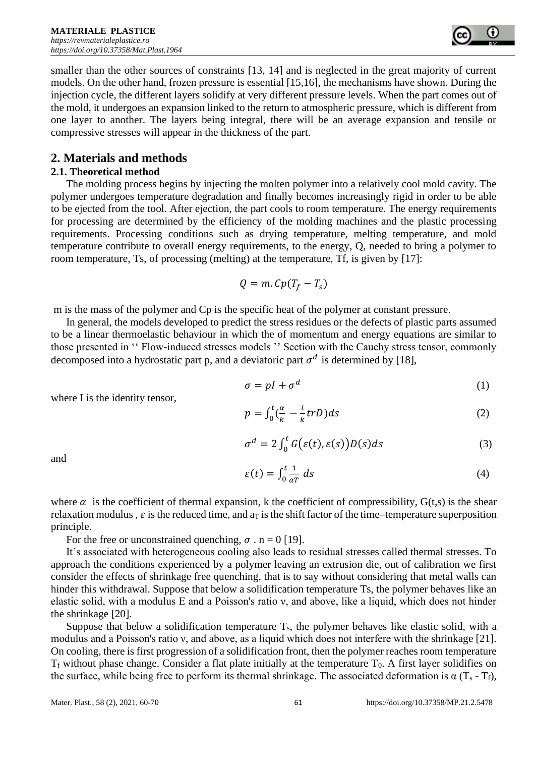smaller than the other sources of constraints [13, 14] and is neglected in the great majority of current models. On the other hand, frozen pressure is essential [15,16], the mechanisms have shown. During the injection cycle, the different layers solidify at very different pressure levels. When the part comes out of the mold, it undergoes an expansion linked to the return to atmospheric pressure, which is different from one layer to another. The layers being integral, there will be an average expansion and tensile or compressive stresses will appear in the thickness of the part.

## 2. Materials and methods

### 2.1. Theoretical method

The molding process begins by injecting the molten polymer into a relatively cool mold cavity. The polymer undergoes temperature degradation and finally becomes increasingly rigid in order to be able to be ejected from the tool. After ejection, the part cools to room temperature. The energy requirements for processing are determined by the efficiency of the molding machines and the plastic processing requirements. Processing conditions such as drying temperature, melting temperature, and mold temperature contribute to overall energy requirements, to the energy, Q, needed to bring a polymer to room temperature, Ts, of processing (melting) at the temperature, Tf, is given by [17]:

$$Q = m.Cp(T_f - T_s)$$

m is the mass of the polymer and Cp is the specific heat of the polymer at constant pressure.

In general, the models developed to predict the stress residues or the defects of plastic parts assumed to be a linear thermoelastic behaviour in which the of momentum and energy equations are similar to those presented in '' Flow-induced stresses models '' Section with the Cauchy stress tensor, commonly decomposed into a hydrostatic part p, and a deviatoric part $\sigma^d$ is determined by [18],

$$\sigma = pI + \sigma^d \tag{1}$$

where I is the identity tensor,

$$p = \int_0^t \left(\frac{\alpha}{k} - \frac{i}{k} trD\right) ds \tag{2}$$

$$\sigma^d = 2\int_0^t G\big(\varepsilon(t), \varepsilon(s)\big) D(s) ds \tag{3}$$

and

$$\varepsilon(t) = \int_0^t \frac{1}{aT}\, ds \tag{4}$$

where $\alpha$ is the coefficient of thermal expansion, k the coefficient of compressibility, G(t,s) is the shear relaxation modulus , $\varepsilon$ is the reduced time, and $a_T$ is the shift factor of the time–temperature superposition principle.

For the free or unconstrained quenching, $\sigma$ . n = 0 [19].

It's associated with heterogeneous cooling also leads to residual stresses called thermal stresses. To approach the conditions experienced by a polymer leaving an extrusion die, out of calibration we first consider the effects of shrinkage free quenching, that is to say without considering that metal walls can hinder this withdrawal. Suppose that below a solidification temperature Ts, the polymer behaves like an elastic solid, with a modulus E and a Poisson's ratio ν, and above, like a liquid, which does not hinder the shrinkage [20].

Suppose that below a solidification temperature $T_s$, the polymer behaves like elastic solid, with a modulus and a Poisson's ratio ν, and above, as a liquid which does not interfere with the shrinkage [21]. On cooling, there is first progression of a solidification front, then the polymer reaches room temperature $T_f$ without phase change. Consider a flat plate initially at the temperature $T_0$. A first layer solidifies on the surface, while being free to perform its thermal shrinkage. The associated deformation is $\alpha$ ($T_s$ - $T_f$),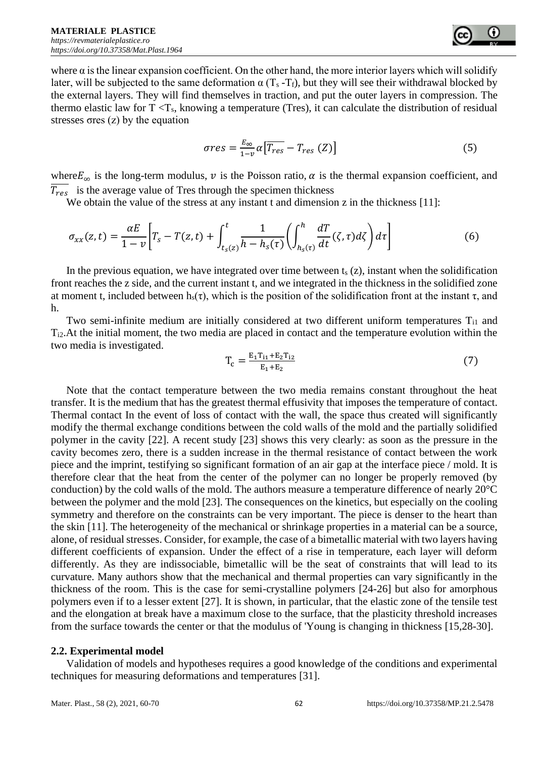where α is the linear expansion coefficient. On the other hand, the more interior layers which will solidify later, will be subjected to the same deformation $\alpha$ ($T_s$ -$T_f$), but they will see their withdrawal blocked by the external layers. They will find themselves in traction, and put the outer layers in compression. The thermo elastic law for T <$T_s$, knowing a temperature (Tres), it can calculate the distribution of residual stresses σres (z) by the equation

$$\sigma res = \frac{E_\infty}{1-v}\alpha\left[\overline{T_{res}} - T_{res}\ (Z)\right] \tag{5}$$

where$E_\infty$ is the long-term modulus, $v$ is the Poisson ratio, $\alpha$ is the thermal expansion coefficient, and $\overline{T_{res}}$ is the average value of Tres through the specimen thickness

We obtain the value of the stress at any instant t and dimension z in the thickness [11]:

$$\sigma_{xx}(z,t) = \frac{\alpha E}{1-v}\left[T_s - T(z,t) + \int_{t_s(z)}^{t} \frac{1}{h - h_s(\tau)}\left(\int_{h_s(\tau)}^{h} \frac{dT}{dt}(\zeta,\tau)d\zeta\right)d\tau\right] \tag{6}$$

In the previous equation, we have integrated over time between $t_s$ (z), instant when the solidification front reaches the z side, and the current instant t, and we integrated in the thickness in the solidified zone at moment t, included between $h_s(\tau)$, which is the position of the solidification front at the instant τ, and h.

Two semi-infinite medium are initially considered at two different uniform temperatures $T_{i1}$ and $T_{i2}$.At the initial moment, the two media are placed in contact and the temperature evolution within the two media is investigated.

$$T_c = \frac{E_1 T_{i1} + E_2 T_{i2}}{E_1 + E_2} \tag{7}$$

Note that the contact temperature between the two media remains constant throughout the heat transfer. It is the medium that has the greatest thermal effusivity that imposes the temperature of contact. Thermal contact In the event of loss of contact with the wall, the space thus created will significantly modify the thermal exchange conditions between the cold walls of the mold and the partially solidified polymer in the cavity [22]. A recent study [23] shows this very clearly: as soon as the pressure in the cavity becomes zero, there is a sudden increase in the thermal resistance of contact between the work piece and the imprint, testifying so significant formation of an air gap at the interface piece / mold. It is therefore clear that the heat from the center of the polymer can no longer be properly removed (by conduction) by the cold walls of the mold. The authors measure a temperature difference of nearly 20°C between the polymer and the mold [23]. The consequences on the kinetics, but especially on the cooling symmetry and therefore on the constraints can be very important. The piece is denser to the heart than the skin [11]. The heterogeneity of the mechanical or shrinkage properties in a material can be a source, alone, of residual stresses. Consider, for example, the case of a bimetallic material with two layers having different coefficients of expansion. Under the effect of a rise in temperature, each layer will deform differently. As they are indissociable, bimetallic will be the seat of constraints that will lead to its curvature. Many authors show that the mechanical and thermal properties can vary significantly in the thickness of the room. This is the case for semi-crystalline polymers [24-26] but also for amorphous polymers even if to a lesser extent [27]. It is shown, in particular, that the elastic zone of the tensile test and the elongation at break have a maximum close to the surface, that the plasticity threshold increases from the surface towards the center or that the modulus of 'Young is changing in thickness [15,28-30].

## 2.2. Experimental model

Validation of models and hypotheses requires a good knowledge of the conditions and experimental techniques for measuring deformations and temperatures [31].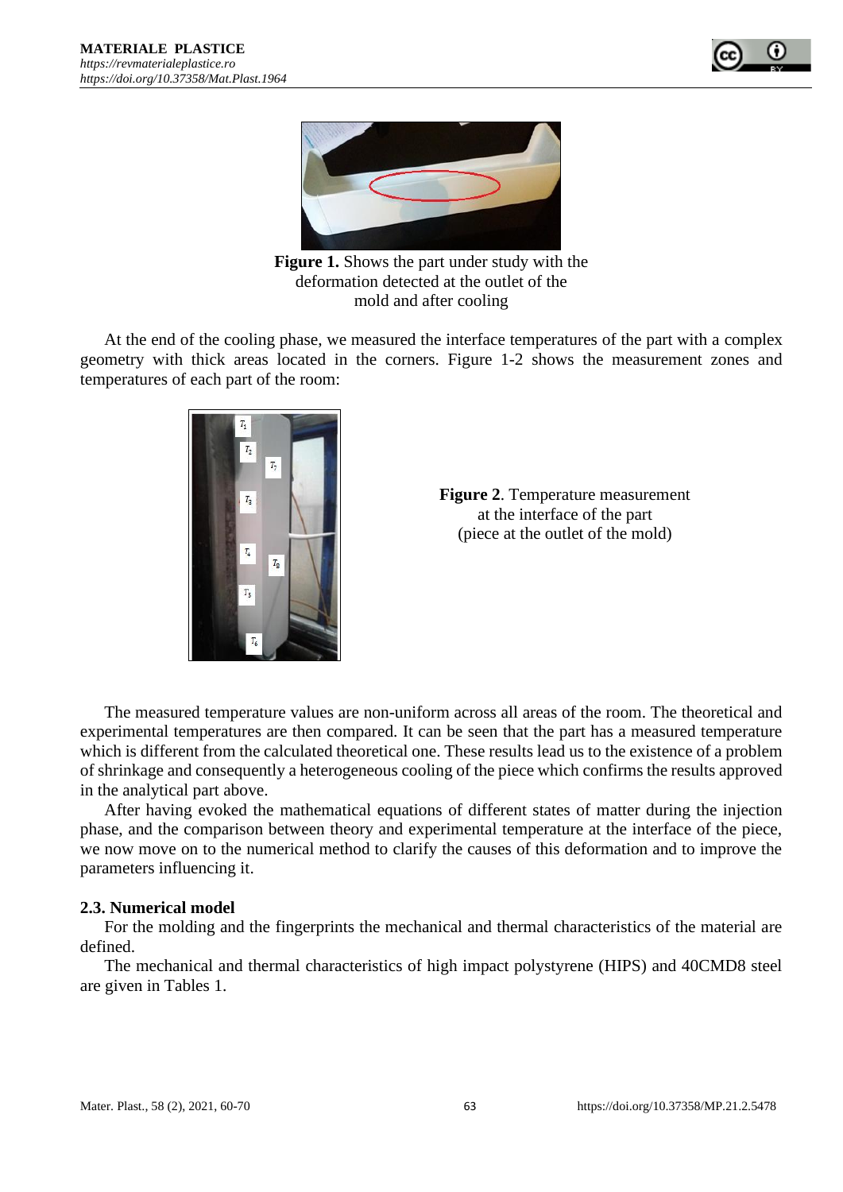**Figure 1.** Shows the part under study with the deformation detected at the outlet of the mold and after cooling

At the end of the cooling phase, we measured the interface temperatures of the part with a complex geometry with thick areas located in the corners. Figure 1-2 shows the measurement zones and temperatures of each part of the room:

**Figure 2**. Temperature measurement at the interface of the part (piece at the outlet of the mold)

The measured temperature values are non-uniform across all areas of the room. The theoretical and experimental temperatures are then compared. It can be seen that the part has a measured temperature which is different from the calculated theoretical one. These results lead us to the existence of a problem of shrinkage and consequently a heterogeneous cooling of the piece which confirms the results approved in the analytical part above.

After having evoked the mathematical equations of different states of matter during the injection phase, and the comparison between theory and experimental temperature at the interface of the piece, we now move on to the numerical method to clarify the causes of this deformation and to improve the parameters influencing it.

### 2.3. Numerical model

For the molding and the fingerprints the mechanical and thermal characteristics of the material are defined.

The mechanical and thermal characteristics of high impact polystyrene (HIPS) and 40CMD8 steel are given in Tables 1.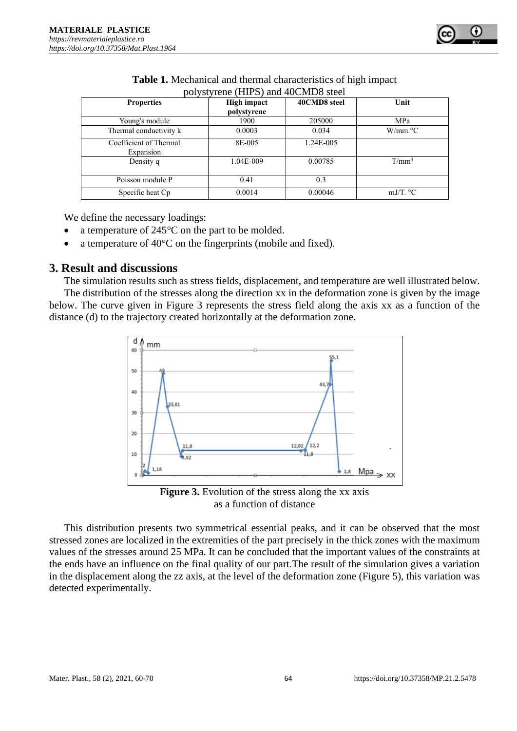**Table 1.** Mechanical and thermal characteristics of high impact polystyrene (HIPS) and 40CMD8 steel

| Properties | High impact polystyrene | 40CMD8 steel | Unit |
|---|---|---|---|
| Young's module | 1900 | 205000 | MPa |
| Thermal conductivity k | 0.0003 | 0.034 | W/mm.°C |
| Coefficient of Thermal Expansion | 8E-005 | 1.24E-005 | |
| Density q | 1.04E-009 | 0.00785 | T/mm³ |
| Poisson module P | 0.41 | 0.3 | |
| Specific heat Cp | 0.0014 | 0.00046 | mJ/T. °C |

We define the necessary loadings:

- a temperature of 245°C on the part to be molded.
- a temperature of 40°C on the fingerprints (mobile and fixed).

## 3. Result and discussions

The simulation results such as stress fields, displacement, and temperature are well illustrated below.

The distribution of the stresses along the direction xx in the deformation zone is given by the image below. The curve given in Figure 3 represents the stress field along the axis xx as a function of the distance (d) to the trajectory created horizontally at the deformation zone.

**Figure 3.** Evolution of the stress along the xx axis as a function of distance

This distribution presents two symmetrical essential peaks, and it can be observed that the most stressed zones are localized in the extremities of the part precisely in the thick zones with the maximum values of the stresses around 25 MPa. It can be concluded that the important values of the constraints at the ends have an influence on the final quality of our part.The result of the simulation gives a variation in the displacement along the zz axis, at the level of the deformation zone (Figure 5), this variation was detected experimentally.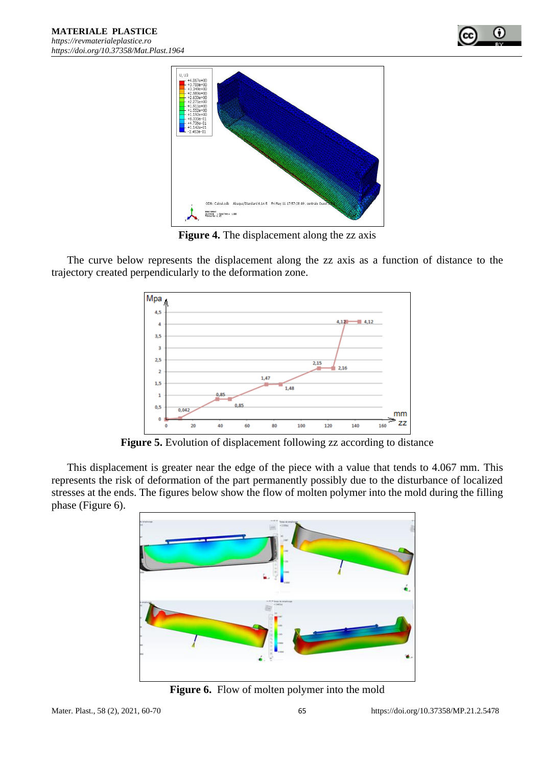**Figure 4.** The displacement along the zz axis

The curve below represents the displacement along the zz axis as a function of distance to the trajectory created perpendicularly to the deformation zone.

**Figure 5.** Evolution of displacement following zz according to distance

This displacement is greater near the edge of the piece with a value that tends to 4.067 mm. This represents the risk of deformation of the part permanently possibly due to the disturbance of localized stresses at the ends. The figures below show the flow of molten polymer into the mold during the filling phase (Figure 6).

**Figure 6.** Flow of molten polymer into the mold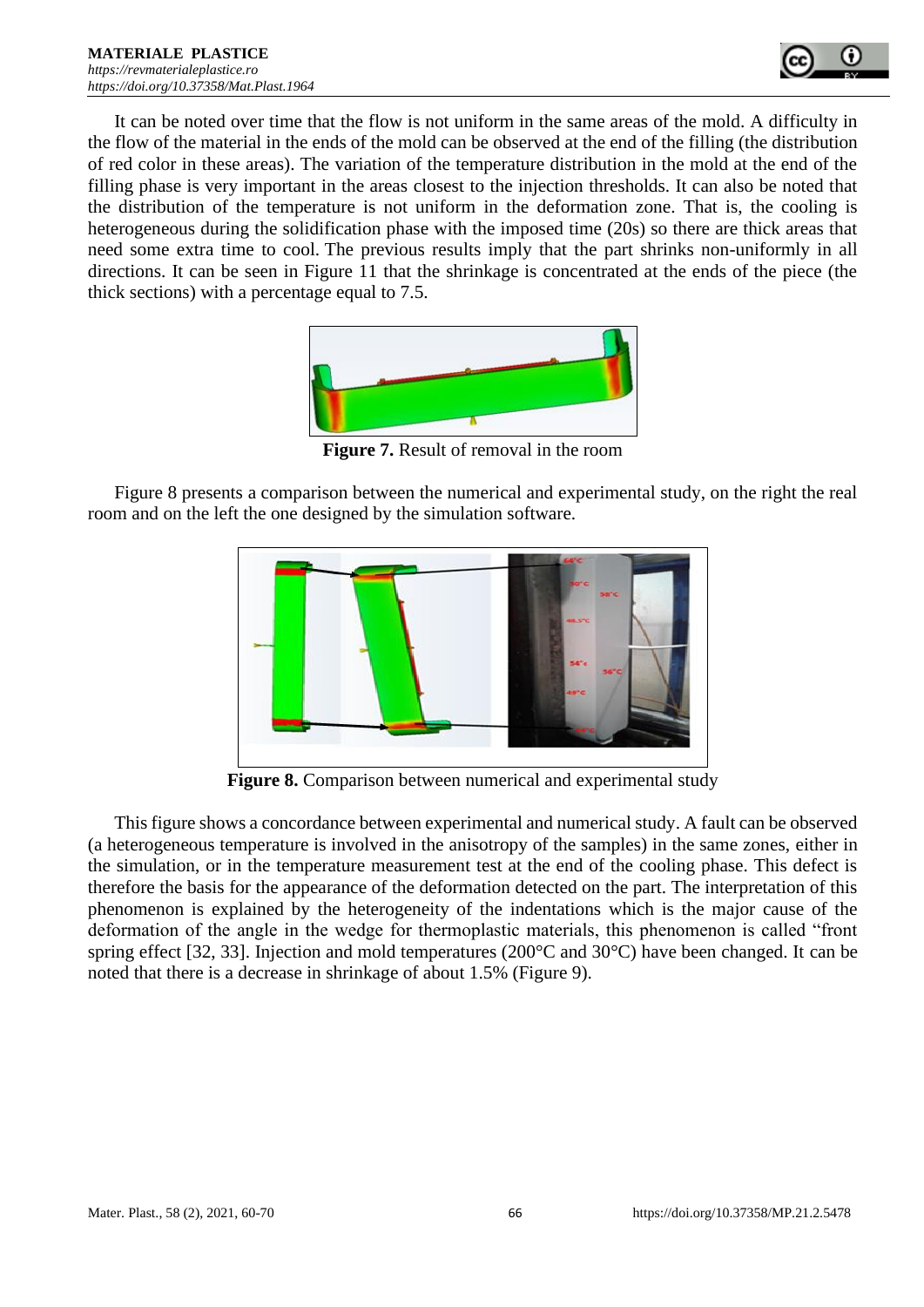It can be noted over time that the flow is not uniform in the same areas of the mold. A difficulty in the flow of the material in the ends of the mold can be observed at the end of the filling (the distribution of red color in these areas). The variation of the temperature distribution in the mold at the end of the filling phase is very important in the areas closest to the injection thresholds. It can also be noted that the distribution of the temperature is not uniform in the deformation zone. That is, the cooling is heterogeneous during the solidification phase with the imposed time (20s) so there are thick areas that need some extra time to cool. The previous results imply that the part shrinks non-uniformly in all directions. It can be seen in Figure 11 that the shrinkage is concentrated at the ends of the piece (the thick sections) with a percentage equal to 7.5.

**Figure 7.** Result of removal in the room

Figure 8 presents a comparison between the numerical and experimental study, on the right the real room and on the left the one designed by the simulation software.

**Figure 8.** Comparison between numerical and experimental study

This figure shows a concordance between experimental and numerical study. A fault can be observed (a heterogeneous temperature is involved in the anisotropy of the samples) in the same zones, either in the simulation, or in the temperature measurement test at the end of the cooling phase. This defect is therefore the basis for the appearance of the deformation detected on the part. The interpretation of this phenomenon is explained by the heterogeneity of the indentations which is the major cause of the deformation of the angle in the wedge for thermoplastic materials, this phenomenon is called "front spring effect [32, 33]. Injection and mold temperatures (200°C and 30°C) have been changed. It can be noted that there is a decrease in shrinkage of about 1.5% (Figure 9).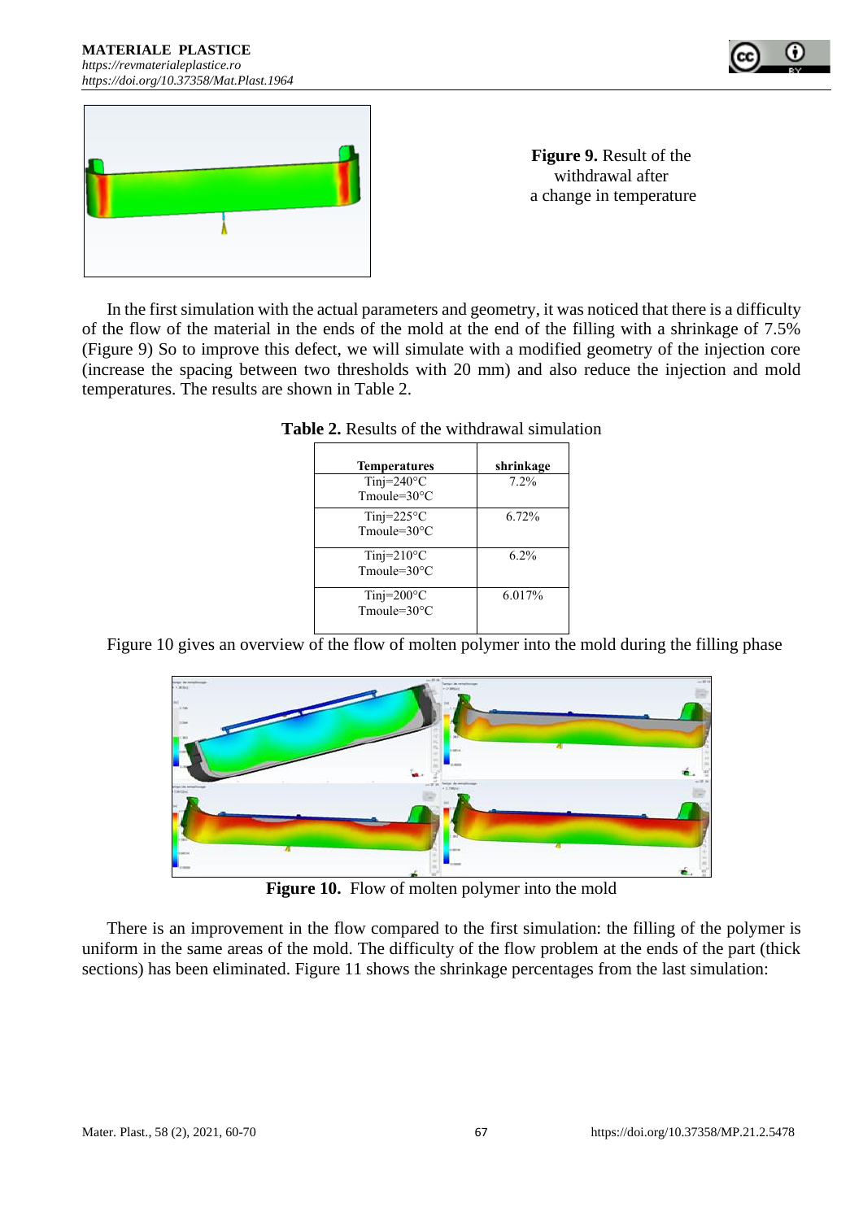Figure 9. Result of the withdrawal after a change in temperature

In the first simulation with the actual parameters and geometry, it was noticed that there is a difficulty of the flow of the material in the ends of the mold at the end of the filling with a shrinkage of 7.5% (Figure 9) So to improve this defect, we will simulate with a modified geometry of the injection core (increase the spacing between two thresholds with 20 mm) and also reduce the injection and mold temperatures. The results are shown in Table 2.

**Table 2.** Results of the withdrawal simulation

| Temperatures | shrinkage |
|---|---|
| Tinj=240°C Tmoule=30°C | 7.2% |
| Tinj=225°C Tmoule=30°C | 6.72% |
| Tinj=210°C Tmoule=30°C | 6.2% |
| Tinj=200°C Tmoule=30°C | 6.017% |

Figure 10 gives an overview of the flow of molten polymer into the mold during the filling phase

**Figure 10.** Flow of molten polymer into the mold

There is an improvement in the flow compared to the first simulation: the filling of the polymer is uniform in the same areas of the mold. The difficulty of the flow problem at the ends of the part (thick sections) has been eliminated. Figure 11 shows the shrinkage percentages from the last simulation: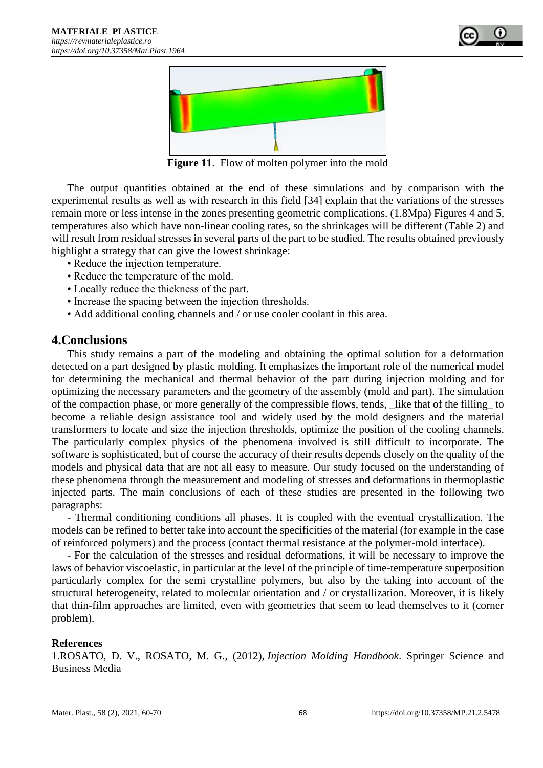**Figure 11**. Flow of molten polymer into the mold

The output quantities obtained at the end of these simulations and by comparison with the experimental results as well as with research in this field [34] explain that the variations of the stresses remain more or less intense in the zones presenting geometric complications. (1.8Mpa) Figures 4 and 5, temperatures also which have non-linear cooling rates, so the shrinkages will be different (Table 2) and will result from residual stresses in several parts of the part to be studied. The results obtained previously highlight a strategy that can give the lowest shrinkage:

- Reduce the injection temperature.
- Reduce the temperature of the mold.
- Locally reduce the thickness of the part.
- Increase the spacing between the injection thresholds.
- Add additional cooling channels and / or use cooler coolant in this area.

## 4.Conclusions

This study remains a part of the modeling and obtaining the optimal solution for a deformation detected on a part designed by plastic molding. It emphasizes the important role of the numerical model for determining the mechanical and thermal behavior of the part during injection molding and for optimizing the necessary parameters and the geometry of the assembly (mold and part). The simulation of the compaction phase, or more generally of the compressible flows, tends, _like that of the filling_ to become a reliable design assistance tool and widely used by the mold designers and the material transformers to locate and size the injection thresholds, optimize the position of the cooling channels. The particularly complex physics of the phenomena involved is still difficult to incorporate. The software is sophisticated, but of course the accuracy of their results depends closely on the quality of the models and physical data that are not all easy to measure. Our study focused on the understanding of these phenomena through the measurement and modeling of stresses and deformations in thermoplastic injected parts. The main conclusions of each of these studies are presented in the following two paragraphs:

- Thermal conditioning conditions all phases. It is coupled with the eventual crystallization. The models can be refined to better take into account the specificities of the material (for example in the case of reinforced polymers) and the process (contact thermal resistance at the polymer-mold interface).

- For the calculation of the stresses and residual deformations, it will be necessary to improve the laws of behavior viscoelastic, in particular at the level of the principle of time-temperature superposition particularly complex for the semi crystalline polymers, but also by the taking into account of the structural heterogeneity, related to molecular orientation and / or crystallization. Moreover, it is likely that thin-film approaches are limited, even with geometries that seem to lead themselves to it (corner problem).

**References**

1.ROSATO, D. V., ROSATO, M. G., (2012), *Injection Molding Handbook*. Springer Science and Business Media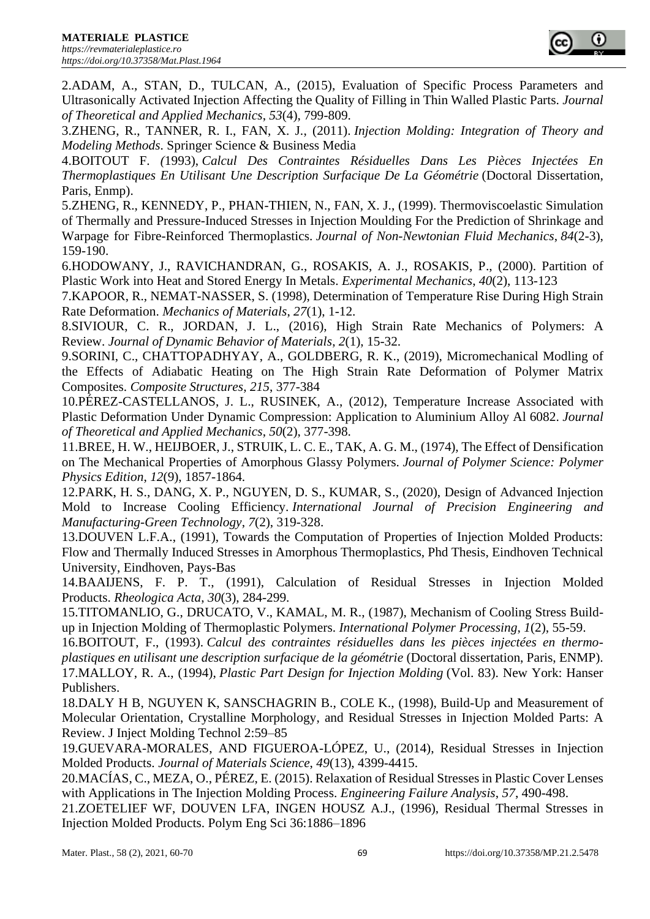2.ADAM, A., STAN, D., TULCAN, A., (2015), Evaluation of Specific Process Parameters and Ultrasonically Activated Injection Affecting the Quality of Filling in Thin Walled Plastic Parts. *Journal of Theoretical and Applied Mechanics*, *53*(4), 799-809.

3.ZHENG, R., TANNER, R. I., FAN, X. J., (2011). *Injection Molding: Integration of Theory and Modeling Methods*. Springer Science & Business Media

4.BOITOUT F. *(*1993), *Calcul Des Contraintes Résiduelles Dans Les Pièces Injectées En Thermoplastiques En Utilisant Une Description Surfacique De La Géométrie* (Doctoral Dissertation, Paris, Enmp).

5.ZHENG, R., KENNEDY, P., PHAN-THIEN, N., FAN, X. J., (1999). Thermoviscoelastic Simulation of Thermally and Pressure-Induced Stresses in Injection Moulding For the Prediction of Shrinkage and Warpage for Fibre-Reinforced Thermoplastics. *Journal of Non-Newtonian Fluid Mechanics*, *84*(2-3), 159-190.

6.HODOWANY, J., RAVICHANDRAN, G., ROSAKIS, A. J., ROSAKIS, P., (2000). Partition of Plastic Work into Heat and Stored Energy In Metals. *Experimental Mechanics*, *40*(2), 113-123

7.KAPOOR, R., NEMAT-NASSER, S. (1998), Determination of Temperature Rise During High Strain Rate Deformation. *Mechanics of Materials*, *27*(1), 1-12.

8.SIVIOUR, C. R., JORDAN, J. L., (2016), High Strain Rate Mechanics of Polymers: A Review. *Journal of Dynamic Behavior of Materials*, *2*(1), 15-32.

9.SORINI, C., CHATTOPADHYAY, A., GOLDBERG, R. K., (2019), Micromechanical Modling of the Effects of Adiabatic Heating on The High Strain Rate Deformation of Polymer Matrix Composites. *Composite Structures*, *215*, 377-384

10.PÉREZ-CASTELLANOS, J. L., RUSINEK, A., (2012), Temperature Increase Associated with Plastic Deformation Under Dynamic Compression: Application to Aluminium Alloy Al 6082. *Journal of Theoretical and Applied Mechanics*, *50*(2), 377-398.

11.BREE, H. W., HEIJBOER, J., STRUIK, L. C. E., TAK, A. G. M., (1974), The Effect of Densification on The Mechanical Properties of Amorphous Glassy Polymers. *Journal of Polymer Science: Polymer Physics Edition*, *12*(9), 1857-1864.

12.PARK, H. S., DANG, X. P., NGUYEN, D. S., KUMAR, S., (2020), Design of Advanced Injection Mold to Increase Cooling Efficiency. *International Journal of Precision Engineering and Manufacturing-Green Technology*, *7*(2), 319-328.

13.DOUVEN L.F.A., (1991), Towards the Computation of Properties of Injection Molded Products: Flow and Thermally Induced Stresses in Amorphous Thermoplastics, Phd Thesis, Eindhoven Technical University, Eindhoven, Pays-Bas

14.BAAIJENS, F. P. T., (1991), Calculation of Residual Stresses in Injection Molded Products. *Rheologica Acta*, *30*(3), 284-299.

15.TITOMANLIO, G., DRUCATO, V., KAMAL, M. R., (1987), Mechanism of Cooling Stress Build-up in Injection Molding of Thermoplastic Polymers. *International Polymer Processing*, *1*(2), 55-59.

16.BOITOUT, F., (1993). *Calcul des contraintes résiduelles dans les pièces injectées en thermo-plastiques en utilisant une description surfacique de la géométrie* (Doctoral dissertation, Paris, ENMP).

17.MALLOY, R. A., (1994), *Plastic Part Design for Injection Molding* (Vol. 83). New York: Hanser Publishers.

18.DALY H B, NGUYEN K, SANSCHAGRIN B., COLE K., (1998), Build-Up and Measurement of Molecular Orientation, Crystalline Morphology, and Residual Stresses in Injection Molded Parts: A Review. J Inject Molding Technol 2:59–85

19.GUEVARA-MORALES, AND FIGUEROA-LÓPEZ, U., (2014), Residual Stresses in Injection Molded Products. *Journal of Materials Science*, *49*(13), 4399-4415.

20.MACÍAS, C., MEZA, O., PÉREZ, E. (2015). Relaxation of Residual Stresses in Plastic Cover Lenses with Applications in The Injection Molding Process. *Engineering Failure Analysis*, *57*, 490-498.

21.ZOETELIEF WF, DOUVEN LFA, INGEN HOUSZ A.J., (1996), Residual Thermal Stresses in Injection Molded Products. Polym Eng Sci 36:1886–1896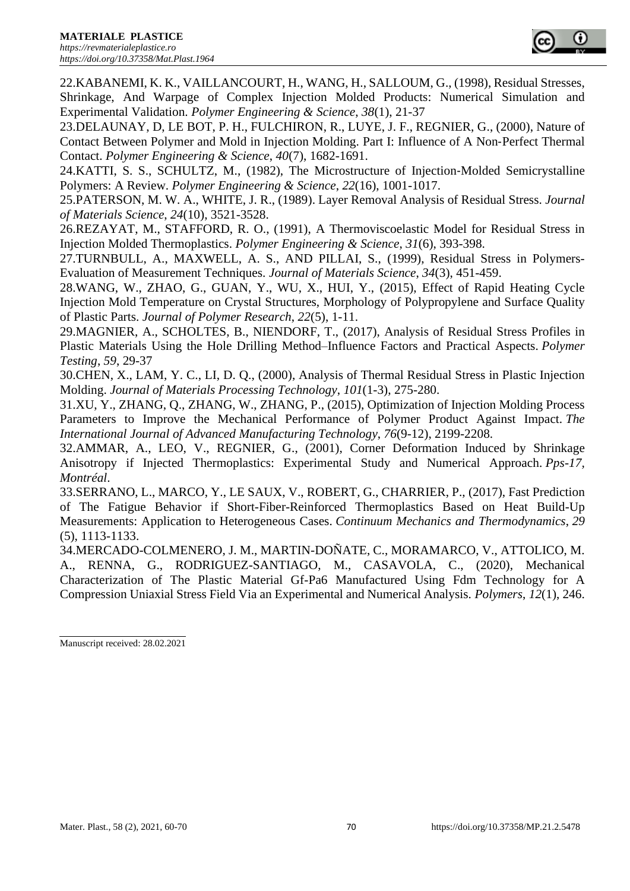22.KABANEMI, K. K., VAILLANCOURT, H., WANG, H., SALLOUM, G., (1998), Residual Stresses, Shrinkage, And Warpage of Complex Injection Molded Products: Numerical Simulation and Experimental Validation. *Polymer Engineering & Science*, *38*(1), 21-37

23.DELAUNAY, D, LE BOT, P. H., FULCHIRON, R., LUYE, J. F., REGNIER, G., (2000), Nature of Contact Between Polymer and Mold in Injection Molding. Part I: Influence of A Non-Perfect Thermal Contact. *Polymer Engineering & Science*, *40*(7), 1682-1691.

24.KATTI, S. S., SCHULTZ, M., (1982), The Microstructure of Injection-Molded Semicrystalline Polymers: A Review. *Polymer Engineering & Science*, *22*(16), 1001-1017.

25.PATERSON, M. W. A., WHITE, J. R., (1989). Layer Removal Analysis of Residual Stress. *Journal of Materials Science*, *24*(10), 3521-3528.

26.REZAYAT, M., STAFFORD, R. O., (1991), A Thermoviscoelastic Model for Residual Stress in Injection Molded Thermoplastics. *Polymer Engineering & Science*, *31*(6), 393-398.

27.TURNBULL, A., MAXWELL, A. S., AND PILLAI, S., (1999), Residual Stress in Polymers-Evaluation of Measurement Techniques. *Journal of Materials Science*, *34*(3), 451-459.

28.WANG, W., ZHAO, G., GUAN, Y., WU, X., HUI, Y., (2015), Effect of Rapid Heating Cycle Injection Mold Temperature on Crystal Structures, Morphology of Polypropylene and Surface Quality of Plastic Parts. *Journal of Polymer Research*, *22*(5), 1-11.

29.MAGNIER, A., SCHOLTES, B., NIENDORF, T., (2017), Analysis of Residual Stress Profiles in Plastic Materials Using the Hole Drilling Method–Influence Factors and Practical Aspects. *Polymer Testing*, *59*, 29-37

30.CHEN, X., LAM, Y. C., LI, D. Q., (2000), Analysis of Thermal Residual Stress in Plastic Injection Molding. *Journal of Materials Processing Technology*, *101*(1-3), 275-280.

31.XU, Y., ZHANG, Q., ZHANG, W., ZHANG, P., (2015), Optimization of Injection Molding Process Parameters to Improve the Mechanical Performance of Polymer Product Against Impact. *The International Journal of Advanced Manufacturing Technology*, *76*(9-12), 2199-2208.

32.AMMAR, A., LEO, V., REGNIER, G., (2001), Corner Deformation Induced by Shrinkage Anisotropy if Injected Thermoplastics: Experimental Study and Numerical Approach. *Pps-17, Montréal*.

33.SERRANO, L., MARCO, Y., LE SAUX, V., ROBERT, G., CHARRIER, P., (2017), Fast Prediction of The Fatigue Behavior if Short-Fiber-Reinforced Thermoplastics Based on Heat Build-Up Measurements: Application to Heterogeneous Cases. *Continuum Mechanics and Thermodynamics*, *29* (5), 1113-1133.

34.MERCADO-COLMENERO, J. M., MARTIN-DOÑATE, C., MORAMARCO, V., ATTOLICO, M. A., RENNA, G., RODRIGUEZ-SANTIAGO, M., CASAVOLA, C., (2020), Mechanical Characterization of The Plastic Material Gf-Pa6 Manufactured Using Fdm Technology for A Compression Uniaxial Stress Field Via an Experimental and Numerical Analysis. *Polymers*, *12*(1), 246.

Manuscript received: 28.02.2021